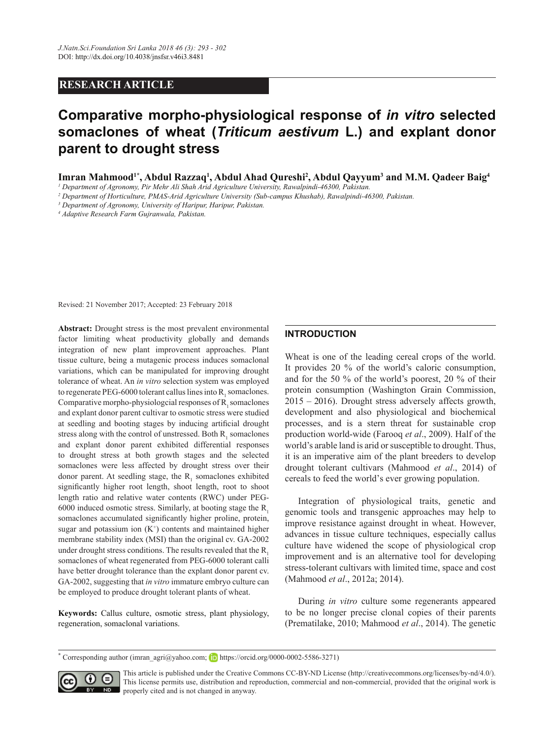## RESEARCH ARTICLE

# Comparative morpho-physiological response of *in vitro* selected somaclones of wheat (*Triticum aestivum* L.) and explant donor parent to drought stress

**Imran Mahmood[1*], Abdul Razzaq[1], Abdul Ahad Qureshi[2], Abdul Qayyum[3] and M.M. Qadeer Baig[4]**

[1] *Department of Agronomy, Pir Mehr Ali Shah Arid Agriculture University, Rawalpindi-46300, Pakistan.*

[2] *Department of Horticulture, PMAS-Arid Agriculture University (Sub-campus Khushab), Rawalpindi-46300, Pakistan.*

[3] *Department of Agronomy, University of Haripur, Haripur, Pakistan.*

[4] *Adaptive Research Farm Gujranwala, Pakistan.*

Revised: 21 November 2017; Accepted: 23 February 2018

**Abstract:** Drought stress is the most prevalent environmental factor limiting wheat productivity globally and demands integration of new plant improvement approaches. Plant tissue culture, being a mutagenic process induces somaclonal variations, which can be manipulated for improving drought tolerance of wheat. An *in vitro* selection system was employed to regenerate PEG-6000 tolerant callus lines into $R_1$ somaclones. Comparative morpho-physiologcial responses of $R_1$ somaclones and explant donor parent cultivar to osmotic stress were studied at seedling and booting stages by inducing artificial drought stress along with the control of unstressed. Both $R_1$ somaclones and explant donor parent exhibited differential responses to drought stress at both growth stages and the selected somaclones were less affected by drought stress over their donor parent. At seedling stage, the $R_1$ somaclones exhibited significantly higher root length, shoot length, root to shoot length ratio and relative water contents (RWC) under PEG-6000 induced osmotic stress. Similarly, at booting stage the $R_1$ somaclones accumulated significantly higher proline, protein, sugar and potassium ion ($K^+$) contents and maintained higher membrane stability index (MSI) than the original cv. GA-2002 under drought stress conditions. The results revealed that the $R_1$ somaclones of wheat regenerated from PEG-6000 tolerant calli have better drought tolerance than the explant donor parent cv. GA-2002, suggesting that *in vitro* immature embryo culture can be employed to produce drought tolerant plants of wheat.

**Keywords:** Callus culture, osmotic stress, plant physiology, regeneration, somaclonal variations.

## INTRODUCTION

Wheat is one of the leading cereal crops of the world. It provides 20 % of the world's caloric consumption, and for the 50 % of the world's poorest, 20 % of their protein consumption (Washington Grain Commission, 2015 – 2016). Drought stress adversely affects growth, development and also physiological and biochemical processes, and is a stern threat for sustainable crop production world-wide (Farooq *et al*., 2009). Half of the world's arable land is arid or susceptible to drought. Thus, it is an imperative aim of the plant breeders to develop drought tolerant cultivars (Mahmood *et al*., 2014) of cereals to feed the world's ever growing population.

Integration of physiological traits, genetic and genomic tools and transgenic approaches may help to improve resistance against drought in wheat. However, advances in tissue culture techniques, especially callus culture have widened the scope of physiological crop improvement and is an alternative tool for developing stress-tolerant cultivars with limited time, space and cost (Mahmood *et al*., 2012a; 2014).

During *in vitro* culture some regenerants appeared to be no longer precise clonal copies of their parents (Prematilake, 2010; Mahmood *et al*., 2014). The genetic

[*] Corresponding author (imran_agri@yahoo.com; https://orcid.org/0000-0002-5586-3271)

This article is published under the Creative Commons CC-BY-ND License (http://creativecommons.org/licenses/by-nd/4.0/). This license permits use, distribution and reproduction, commercial and non-commercial, provided that the original work is properly cited and is not changed in anyway.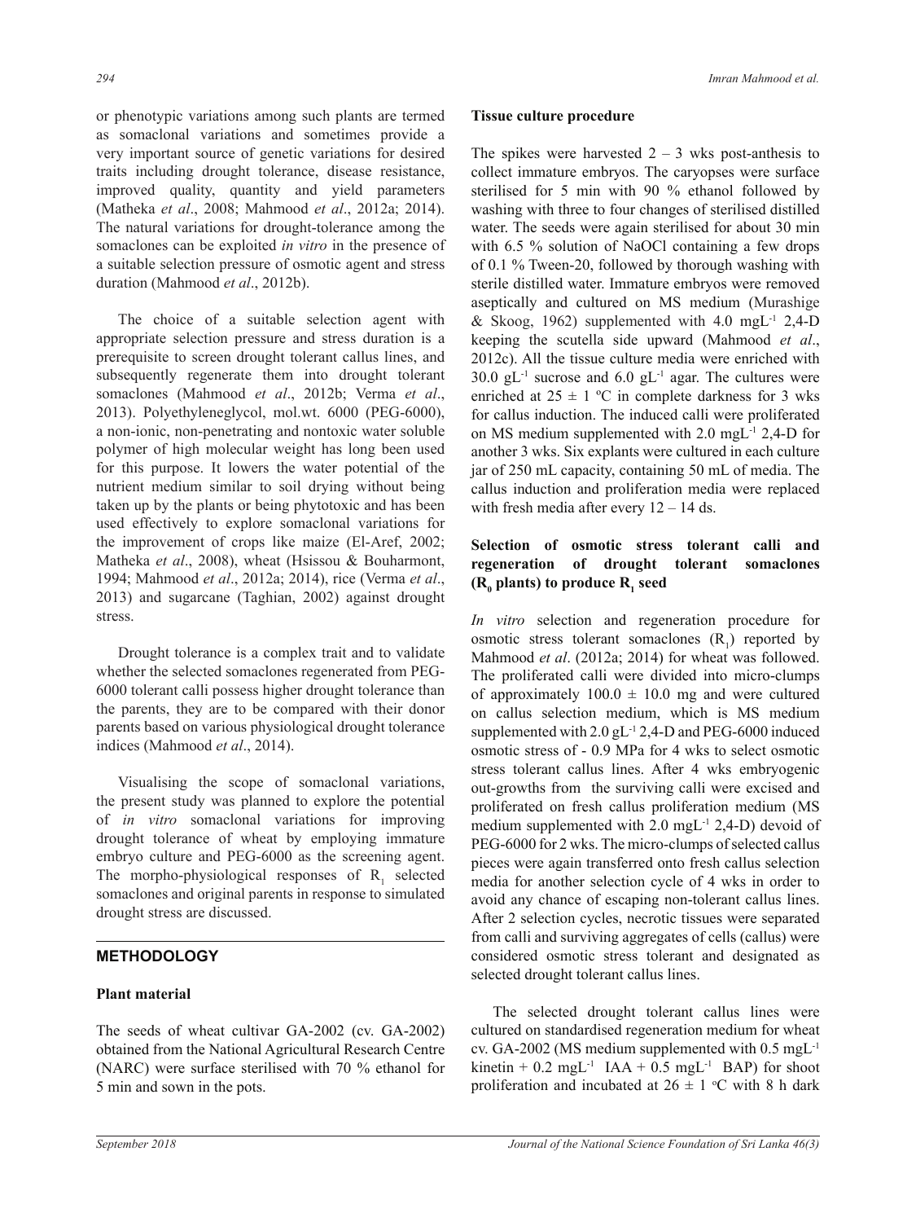or phenotypic variations among such plants are termed as somaclonal variations and sometimes provide a very important source of genetic variations for desired traits including drought tolerance, disease resistance, improved quality, quantity and yield parameters (Matheka *et al*., 2008; Mahmood *et al*., 2012a; 2014). The natural variations for drought-tolerance among the somaclones can be exploited *in vitro* in the presence of a suitable selection pressure of osmotic agent and stress duration (Mahmood *et al*., 2012b).

The choice of a suitable selection agent with appropriate selection pressure and stress duration is a prerequisite to screen drought tolerant callus lines, and subsequently regenerate them into drought tolerant somaclones (Mahmood *et al*., 2012b; Verma *et al*., 2013). Polyethyleneglycol, mol.wt. 6000 (PEG-6000), a non-ionic, non-penetrating and nontoxic water soluble polymer of high molecular weight has long been used for this purpose. It lowers the water potential of the nutrient medium similar to soil drying without being taken up by the plants or being phytotoxic and has been used effectively to explore somaclonal variations for the improvement of crops like maize (El-Aref, 2002; Matheka *et al*., 2008), wheat (Hsissou & Bouharmont, 1994; Mahmood *et al*., 2012a; 2014), rice (Verma *et al*., 2013) and sugarcane (Taghian, 2002) against drought stress.

Drought tolerance is a complex trait and to validate whether the selected somaclones regenerated from PEG-6000 tolerant calli possess higher drought tolerance than the parents, they are to be compared with their donor parents based on various physiological drought tolerance indices (Mahmood *et al*., 2014).

Visualising the scope of somaclonal variations, the present study was planned to explore the potential of *in vitro* somaclonal variations for improving drought tolerance of wheat by employing immature embryo culture and PEG-6000 as the screening agent. The morpho-physiological responses of $R_1$ selected somaclones and original parents in response to simulated drought stress are discussed.

## METHODOLOGY

### Plant material

The seeds of wheat cultivar GA-2002 (cv. GA-2002) obtained from the National Agricultural Research Centre (NARC) were surface sterilised with 70 % ethanol for 5 min and sown in the pots.

### Tissue culture procedure

The spikes were harvested 2 – 3 wks post-anthesis to collect immature embryos. The caryopses were surface sterilised for 5 min with 90 % ethanol followed by washing with three to four changes of sterilised distilled water. The seeds were again sterilised for about 30 min with 6.5 % solution of NaOCl containing a few drops of 0.1 % Tween-20, followed by thorough washing with sterile distilled water. Immature embryos were removed aseptically and cultured on MS medium (Murashige & Skoog, 1962) supplemented with 4.0 $mgL^{-1}$ 2,4-D keeping the scutella side upward (Mahmood *et al*., 2012c). All the tissue culture media were enriched with 30.0 $gL^{-1}$ sucrose and 6.0 $gL^{-1}$ agar. The cultures were enriched at 25 ± 1 ºC in complete darkness for 3 wks for callus induction. The induced calli were proliferated on MS medium supplemented with 2.0 $mgL^{-1}$ 2,4-D for another 3 wks. Six explants were cultured in each culture jar of 250 mL capacity, containing 50 mL of media. The callus induction and proliferation media were replaced with fresh media after every 12 – 14 ds.

### Selection of osmotic stress tolerant calli and regeneration of drought tolerant somaclones ($R_0$ plants) to produce $R_1$ seed

*In vitro* selection and regeneration procedure for osmotic stress tolerant somaclones ($R_1$) reported by Mahmood *et al*. (2012a; 2014) for wheat was followed. The proliferated calli were divided into micro-clumps of approximately 100.0 ± 10.0 mg and were cultured on callus selection medium, which is MS medium supplemented with 2.0 $gL^{-1}$ 2,4-D and PEG-6000 induced osmotic stress of - 0.9 MPa for 4 wks to select osmotic stress tolerant callus lines. After 4 wks embryogenic out-growths from the surviving calli were excised and proliferated on fresh callus proliferation medium (MS medium supplemented with 2.0 $mgL^{-1}$ 2,4-D) devoid of PEG-6000 for 2 wks. The micro-clumps of selected callus pieces were again transferred onto fresh callus selection media for another selection cycle of 4 wks in order to avoid any chance of escaping non-tolerant callus lines. After 2 selection cycles, necrotic tissues were separated from calli and surviving aggregates of cells (callus) were considered osmotic stress tolerant and designated as selected drought tolerant callus lines.

The selected drought tolerant callus lines were cultured on standardised regeneration medium for wheat cv. GA-2002 (MS medium supplemented with 0.5 $mgL^{-1}$ kinetin + 0.2 $mgL^{-1}$ IAA + 0.5 $mgL^{-1}$ BAP) for shoot proliferation and incubated at 26 ± 1 ºC with 8 h dark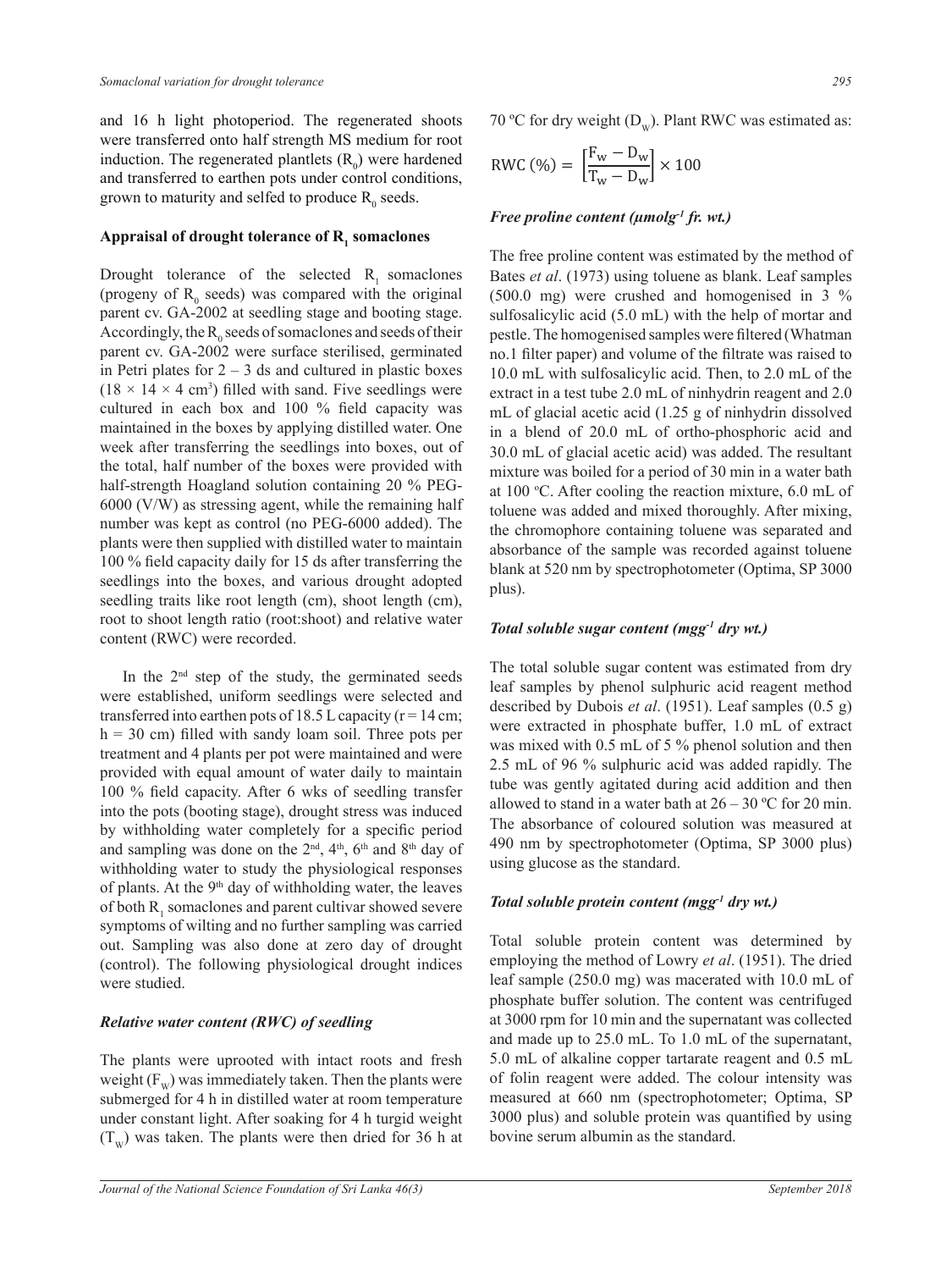and 16 h light photoperiod. The regenerated shoots were transferred onto half strength MS medium for root induction. The regenerated plantlets ($R_0$) were hardened and transferred to earthen pots under control conditions, grown to maturity and selfed to produce $R_0$ seeds.

## Appraisal of drought tolerance of $R_1$ somaclones

Drought tolerance of the selected $R_1$ somaclones (progeny of $R_0$ seeds) was compared with the original parent cv. GA-2002 at seedling stage and booting stage. Accordingly, the $R_0$ seeds of somaclones and seeds of their parent cv. GA-2002 were surface sterilised, germinated in Petri plates for 2 – 3 ds and cultured in plastic boxes ($18 \times 14 \times 4$ cm$^3$) filled with sand. Five seedlings were cultured in each box and 100 % field capacity was maintained in the boxes by applying distilled water. One week after transferring the seedlings into boxes, out of the total, half number of the boxes were provided with half-strength Hoagland solution containing 20 % PEG-6000 (V/W) as stressing agent, while the remaining half number was kept as control (no PEG-6000 added). The plants were then supplied with distilled water to maintain 100 % field capacity daily for 15 ds after transferring the seedlings into the boxes, and various drought adopted seedling traits like root length (cm), shoot length (cm), root to shoot length ratio (root:shoot) and relative water content (RWC) were recorded.

In the 2nd step of the study, the germinated seeds were established, uniform seedlings were selected and transferred into earthen pots of 18.5 L capacity (r = 14 cm; h = 30 cm) filled with sandy loam soil. Three pots per treatment and 4 plants per pot were maintained and were provided with equal amount of water daily to maintain 100 % field capacity. After 6 wks of seedling transfer into the pots (booting stage), drought stress was induced by withholding water completely for a specific period and sampling was done on the 2nd, 4th, 6th and 8th day of withholding water to study the physiological responses of plants. At the 9th day of withholding water, the leaves of both $R_1$ somaclones and parent cultivar showed severe symptoms of wilting and no further sampling was carried out. Sampling was also done at zero day of drought (control). The following physiological drought indices were studied.

### *Relative water content (RWC) of seedling*

The plants were uprooted with intact roots and fresh weight ($F_W$) was immediately taken. Then the plants were submerged for 4 h in distilled water at room temperature under constant light. After soaking for 4 h turgid weight ($T_W$) was taken. The plants were then dried for 36 h at 70 ºC for dry weight ($D_W$). Plant RWC was estimated as:

$$\text{RWC}\ (\%) = \left[\frac{F_W - D_W}{T_W - D_W}\right] \times 100$$

### *Free proline content (μmolg$^{-1}$ fr. wt.)*

The free proline content was estimated by the method of Bates *et al*. (1973) using toluene as blank. Leaf samples (500.0 mg) were crushed and homogenised in 3 % sulfosalicylic acid (5.0 mL) with the help of mortar and pestle. The homogenised samples were filtered (Whatman no.1 filter paper) and volume of the filtrate was raised to 10.0 mL with sulfosalicylic acid. Then, to 2.0 mL of the extract in a test tube 2.0 mL of ninhydrin reagent and 2.0 mL of glacial acetic acid (1.25 g of ninhydrin dissolved in a blend of 20.0 mL of ortho-phosphoric acid and 30.0 mL of glacial acetic acid) was added. The resultant mixture was boiled for a period of 30 min in a water bath at 100 ºC. After cooling the reaction mixture, 6.0 mL of toluene was added and mixed thoroughly. After mixing, the chromophore containing toluene was separated and absorbance of the sample was recorded against toluene blank at 520 nm by spectrophotometer (Optima, SP 3000 plus).

### *Total soluble sugar content (mgg$^{-1}$ dry wt.)*

The total soluble sugar content was estimated from dry leaf samples by phenol sulphuric acid reagent method described by Dubois *et al*. (1951). Leaf samples (0.5 g) were extracted in phosphate buffer, 1.0 mL of extract was mixed with 0.5 mL of 5 % phenol solution and then 2.5 mL of 96 % sulphuric acid was added rapidly. The tube was gently agitated during acid addition and then allowed to stand in a water bath at 26 – 30 ºC for 20 min. The absorbance of coloured solution was measured at 490 nm by spectrophotometer (Optima, SP 3000 plus) using glucose as the standard.

### *Total soluble protein content (mgg$^{-1}$ dry wt.)*

Total soluble protein content was determined by employing the method of Lowry *et al*. (1951). The dried leaf sample (250.0 mg) was macerated with 10.0 mL of phosphate buffer solution. The content was centrifuged at 3000 rpm for 10 min and the supernatant was collected and made up to 25.0 mL. To 1.0 mL of the supernatant, 5.0 mL of alkaline copper tartarate reagent and 0.5 mL of folin reagent were added. The colour intensity was measured at 660 nm (spectrophotometer; Optima, SP 3000 plus) and soluble protein was quantified by using bovine serum albumin as the standard.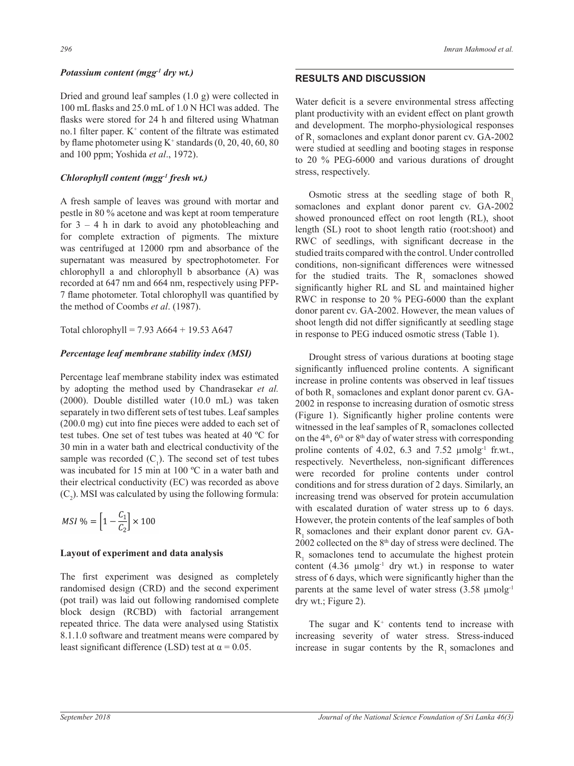### *Potassium content (mgg⁻¹ dry wt.)*

Dried and ground leaf samples (1.0 g) were collected in 100 mL flasks and 25.0 mL of 1.0 N HCl was added. The flasks were stored for 24 h and filtered using Whatman no.1 filter paper. $K^+$ content of the filtrate was estimated by flame photometer using $K^+$ standards (0, 20, 40, 60, 80 and 100 ppm; Yoshida *et al*., 1972).

### *Chlorophyll content (mgg⁻¹ fresh wt.)*

A fresh sample of leaves was ground with mortar and pestle in 80 % acetone and was kept at room temperature for 3 – 4 h in dark to avoid any photobleaching and for complete extraction of pigments. The mixture was centrifuged at 12000 rpm and absorbance of the supernatant was measured by spectrophotometer. For chlorophyll a and chlorophyll b absorbance (A) was recorded at 647 nm and 664 nm, respectively using PFP-7 flame photometer. Total chlorophyll was quantified by the method of Coombs *et al*. (1987).

Total chlorophyll = 7.93 A664 + 19.53 A647

### *Percentage leaf membrane stability index (MSI)*

Percentage leaf membrane stability index was estimated by adopting the method used by Chandrasekar *et al.* (2000). Double distilled water (10.0 mL) was taken separately in two different sets of test tubes. Leaf samples (200.0 mg) cut into fine pieces were added to each set of test tubes. One set of test tubes was heated at 40 ºC for 30 min in a water bath and electrical conductivity of the sample was recorded ($C_1$). The second set of test tubes was incubated for 15 min at 100 ºC in a water bath and their electrical conductivity (EC) was recorded as above ($C_2$). MSI was calculated by using the following formula:

$$MSI\,\% = \left[1 - \frac{C_1}{C_2}\right] \times 100$$

### Layout of experiment and data analysis

The first experiment was designed as completely randomised design (CRD) and the second experiment (pot trail) was laid out following randomised complete block design (RCBD) with factorial arrangement repeated thrice. The data were analysed using Statistix 8.1.1.0 software and treatment means were compared by least significant difference (LSD) test at $\alpha = 0.05$.

## RESULTS AND DISCUSSION

Water deficit is a severe environmental stress affecting plant productivity with an evident effect on plant growth and development. The morpho-physiological responses of $R_1$ somaclones and explant donor parent cv. GA-2002 were studied at seedling and booting stages in response to 20 % PEG-6000 and various durations of drought stress, respectively.

Osmotic stress at the seedling stage of both $R_1$ somaclones and explant donor parent cv. GA-2002 showed pronounced effect on root length (RL), shoot length (SL) root to shoot length ratio (root:shoot) and RWC of seedlings, with significant decrease in the studied traits compared with the control. Under controlled conditions, non-significant differences were witnessed for the studied traits. The $R_1$ somaclones showed significantly higher RL and SL and maintained higher RWC in response to 20 % PEG-6000 than the explant donor parent cv. GA-2002. However, the mean values of shoot length did not differ significantly at seedling stage in response to PEG induced osmotic stress (Table 1).

Drought stress of various durations at booting stage significantly influenced proline contents. A significant increase in proline contents was observed in leaf tissues of both $R_1$ somaclones and explant donor parent cv. GA-2002 in response to increasing duration of osmotic stress (Figure 1). Significantly higher proline contents were witnessed in the leaf samples of $R_1$ somaclones collected on the 4th, 6th or 8th day of water stress with corresponding proline contents of 4.02, 6.3 and 7.52 µmolg⁻¹ fr.wt., respectively. Nevertheless, non-significant differences were recorded for proline contents under control conditions and for stress duration of 2 days. Similarly, an increasing trend was observed for protein accumulation with escalated duration of water stress up to 6 days. However, the protein contents of the leaf samples of both $R_1$ somaclones and their explant donor parent cv. GA-2002 collected on the 8th day of stress were declined. The $R_1$ somaclones tend to accumulate the highest protein content (4.36 µmolg⁻¹ dry wt.) in response to water stress of 6 days, which were significantly higher than the parents at the same level of water stress (3.58 µmolg⁻¹ dry wt.; Figure 2).

The sugar and $K^+$ contents tend to increase with increasing severity of water stress. Stress-induced increase in sugar contents by the $R_1$ somaclones and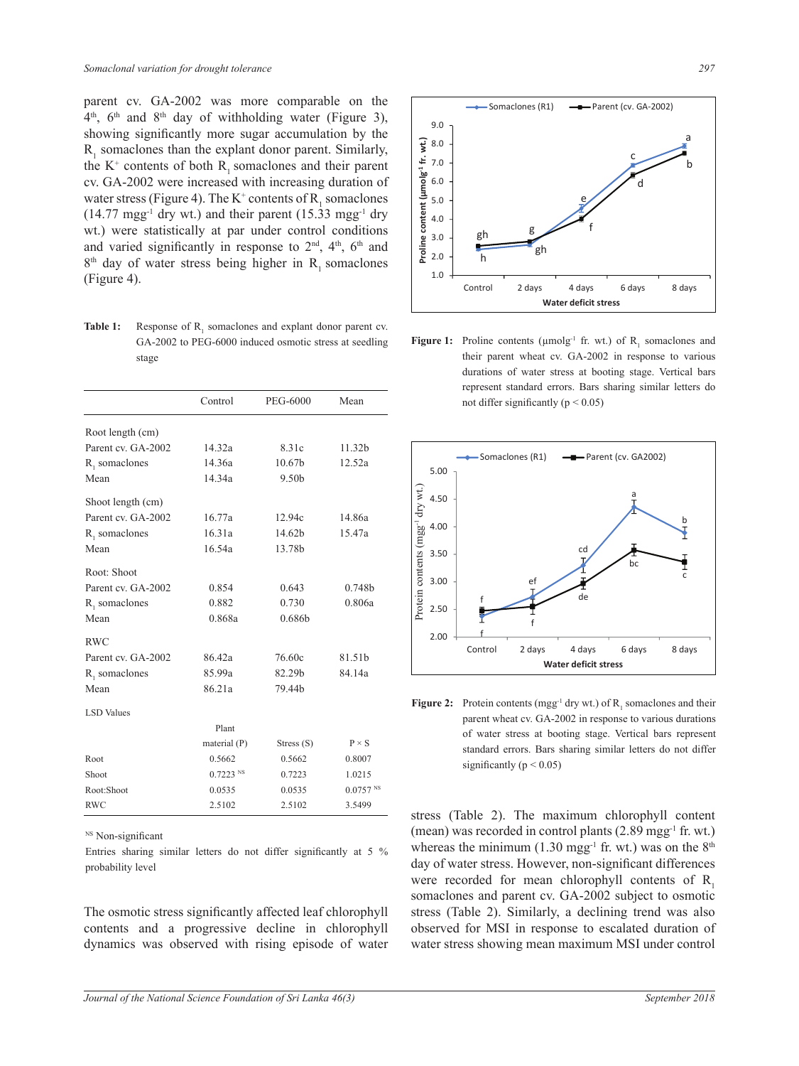parent cv. GA-2002 was more comparable on the 4th, 6th and 8th day of withholding water (Figure 3), showing significantly more sugar accumulation by the $R_1$ somaclones than the explant donor parent. Similarly, the $K^+$ contents of both $R_1$ somaclones and their parent cv. GA-2002 were increased with increasing duration of water stress (Figure 4). The $K^+$ contents of $R_1$ somaclones (14.77 mgg$^{-1}$ dry wt.) and their parent (15.33 mgg$^{-1}$ dry wt.) were statistically at par under control conditions and varied significantly in response to 2nd, 4th, 6th and 8th day of water stress being higher in $R_1$ somaclones (Figure 4).

**Table 1:** Response of $R_1$ somaclones and explant donor parent cv. GA-2002 to PEG-6000 induced osmotic stress at seedling stage

| | Control | PEG-6000 | Mean |
|---|---|---|---|
| Root length (cm) | | | |
| Parent cv. GA-2002 | 14.32a | 8.31c | 11.32b |
| $R_1$ somaclones | 14.36a | 10.67b | 12.52a |
| Mean | 14.34a | 9.50b | |
| Shoot length (cm) | | | |
| Parent cv. GA-2002 | 16.77a | 12.94c | 14.86a |
| $R_1$ somaclones | 16.31a | 14.62b | 15.47a |
| Mean | 16.54a | 13.78b | |
| Root: Shoot | | | |
| Parent cv. GA-2002 | 0.854 | 0.643 | 0.748b |
| $R_1$ somaclones | 0.882 | 0.730 | 0.806a |
| Mean | 0.868a | 0.686b | |
| RWC | | | |
| Parent cv. GA-2002 | 86.42a | 76.60c | 81.51b |
| $R_1$ somaclones | 85.99a | 82.29b | 84.14a |
| Mean | 86.21a | 79.44b | |
| LSD Values | | | |
| | Plant material (P) | Stress (S) | P × S |
| Root | 0.5662 | 0.5662 | 0.8007 |
| Shoot | 0.7223 NS | 0.7223 | 1.0215 |
| Root:Shoot | 0.0535 | 0.0535 | 0.0757 NS |
| RWC | 2.5102 | 2.5102 | 3.5499 |

NS Non-significant

Entries sharing similar letters do not differ significantly at 5 % probability level

The osmotic stress significantly affected leaf chlorophyll contents and a progressive decline in chlorophyll dynamics was observed with rising episode of water stress (Table 2). The maximum chlorophyll content (mean) was recorded in control plants (2.89 mgg$^{-1}$ fr. wt.) whereas the minimum (1.30 mgg$^{-1}$ fr. wt.) was on the 8th day of water stress. However, non-significant differences were recorded for mean chlorophyll contents of $R_1$ somaclones and parent cv. GA-2002 subject to osmotic stress (Table 2). Similarly, a declining trend was also observed for MSI in response to escalated duration of water stress showing mean maximum MSI under control

**Figure 1:** Proline contents (μmolg$^{-1}$ fr. wt.) of $R_1$ somaclones and their parent wheat cv. GA-2002 in response to various durations of water stress at booting stage. Vertical bars represent standard errors. Bars sharing similar letters do not differ significantly ($p < 0.05$)

**Figure 2:** Protein contents (mgg$^{-1}$ dry wt.) of $R_1$ somaclones and their parent wheat cv. GA-2002 in response to various durations of water stress at booting stage. Vertical bars represent standard errors. Bars sharing similar letters do not differ significantly ($p < 0.05$)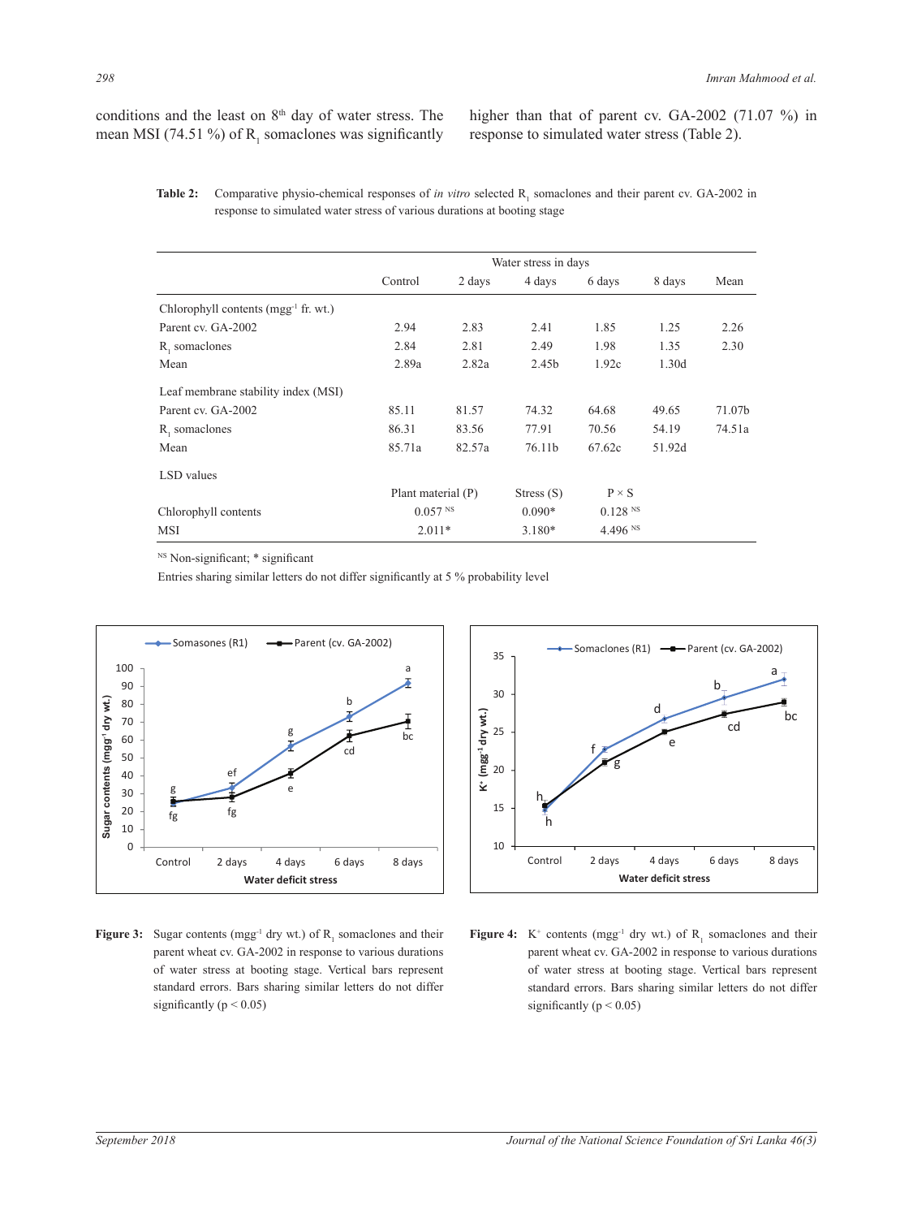conditions and the least on 8th day of water stress. The mean MSI (74.51 %) of $R_1$ somaclones was significantly higher than that of parent cv. GA-2002 (71.07 %) in response to simulated water stress (Table 2).

**Table 2:** Comparative physio-chemical responses of *in vitro* selected $R_1$ somaclones and their parent cv. GA-2002 in response to simulated water stress of various durations at booting stage

| | Water stress in days | | | | | |
|---|---|---|---|---|---|---|
| | Control | 2 days | 4 days | 6 days | 8 days | Mean |
| Chlorophyll contents (mgg$^{-1}$ fr. wt.) | | | | | | |
| Parent cv. GA-2002 | 2.94 | 2.83 | 2.41 | 1.85 | 1.25 | 2.26 |
| $R_1$ somaclones | 2.84 | 2.81 | 2.49 | 1.98 | 1.35 | 2.30 |
| Mean | 2.89a | 2.82a | 2.45b | 1.92c | 1.30d | |
| Leaf membrane stability index (MSI) | | | | | | |
| Parent cv. GA-2002 | 85.11 | 81.57 | 74.32 | 64.68 | 49.65 | 71.07b |
| $R_1$ somaclones | 86.31 | 83.56 | 77.91 | 70.56 | 54.19 | 74.51a |
| Mean | 85.71a | 82.57a | 76.11b | 67.62c | 51.92d | |
| LSD values | | | | | | |
| | Plant material (P) | Stress (S) | P × S | | | |
| Chlorophyll contents | 0.057 NS | 0.090* | 0.128 NS | | | |
| MSI | 2.011* | 3.180* | 4.496 NS | | | |

NS Non-significant; * significant

Entries sharing similar letters do not differ significantly at 5 % probability level

**Figure 3:** Sugar contents (mgg$^{-1}$ dry wt.) of $R_1$ somaclones and their parent wheat cv. GA-2002 in response to various durations of water stress at booting stage. Vertical bars represent standard errors. Bars sharing similar letters do not differ significantly ($p < 0.05$)

**Figure 4:** $K^+$ contents (mgg$^{-1}$ dry wt.) of $R_1$ somaclones and their parent wheat cv. GA-2002 in response to various durations of water stress at booting stage. Vertical bars represent standard errors. Bars sharing similar letters do not differ significantly ($p < 0.05$)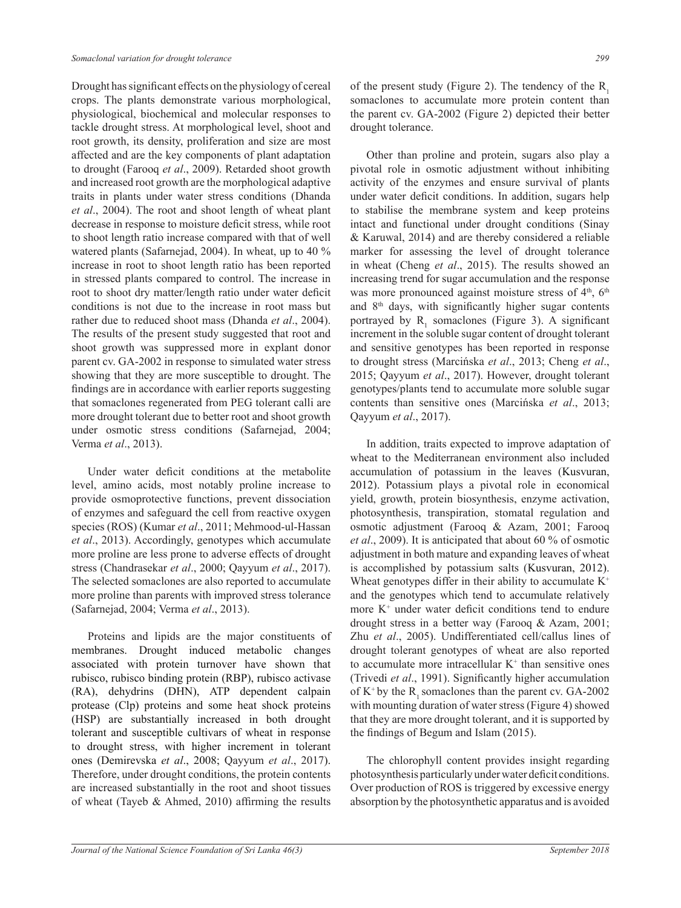Drought has significant effects on the physiology of cereal crops. The plants demonstrate various morphological, physiological, biochemical and molecular responses to tackle drought stress. At morphological level, shoot and root growth, its density, proliferation and size are most affected and are the key components of plant adaptation to drought (Farooq *et al*., 2009). Retarded shoot growth and increased root growth are the morphological adaptive traits in plants under water stress conditions (Dhanda *et al*., 2004). The root and shoot length of wheat plant decrease in response to moisture deficit stress, while root to shoot length ratio increase compared with that of well watered plants (Safarnejad, 2004). In wheat, up to 40 % increase in root to shoot length ratio has been reported in stressed plants compared to control. The increase in root to shoot dry matter/length ratio under water deficit conditions is not due to the increase in root mass but rather due to reduced shoot mass (Dhanda *et al*., 2004). The results of the present study suggested that root and shoot growth was suppressed more in explant donor parent cv. GA-2002 in response to simulated water stress showing that they are more susceptible to drought. The findings are in accordance with earlier reports suggesting that somaclones regenerated from PEG tolerant calli are more drought tolerant due to better root and shoot growth under osmotic stress conditions (Safarnejad, 2004; Verma *et al*., 2013).

Under water deficit conditions at the metabolite level, amino acids, most notably proline increase to provide osmoprotective functions, prevent dissociation of enzymes and safeguard the cell from reactive oxygen species (ROS) (Kumar *et al*., 2011; Mehmood-ul-Hassan *et al*., 2013). Accordingly, genotypes which accumulate more proline are less prone to adverse effects of drought stress (Chandrasekar *et al*., 2000; Qayyum *et al*., 2017). The selected somaclones are also reported to accumulate more proline than parents with improved stress tolerance (Safarnejad, 2004; Verma *et al*., 2013).

Proteins and lipids are the major constituents of membranes. Drought induced metabolic changes associated with protein turnover have shown that rubisco, rubisco binding protein (RBP), rubisco activase (RA), dehydrins (DHN), ATP dependent calpain protease (Clp) proteins and some heat shock proteins (HSP) are substantially increased in both drought tolerant and susceptible cultivars of wheat in response to drought stress, with higher increment in tolerant ones (Demirevska *et al*., 2008; Qayyum *et al*., 2017). Therefore, under drought conditions, the protein contents are increased substantially in the root and shoot tissues of wheat (Tayeb & Ahmed, 2010) affirming the results of the present study (Figure 2). The tendency of the $R_1$ somaclones to accumulate more protein content than the parent cv. GA-2002 (Figure 2) depicted their better drought tolerance.

Other than proline and protein, sugars also play a pivotal role in osmotic adjustment without inhibiting activity of the enzymes and ensure survival of plants under water deficit conditions. In addition, sugars help to stabilise the membrane system and keep proteins intact and functional under drought conditions (Sinay & Karuwal, 2014) and are thereby considered a reliable marker for assessing the level of drought tolerance in wheat (Cheng *et al*., 2015). The results showed an increasing trend for sugar accumulation and the response was more pronounced against moisture stress of 4th, 6th and 8th days, with significantly higher sugar contents portrayed by $R_1$ somaclones (Figure 3). A significant increment in the soluble sugar content of drought tolerant and sensitive genotypes has been reported in response to drought stress (Marcińska *et al*., 2013; Cheng *et al*., 2015; Qayyum *et al*., 2017). However, drought tolerant genotypes/plants tend to accumulate more soluble sugar contents than sensitive ones (Marcińska *et al*., 2013; Qayyum *et al*., 2017).

In addition, traits expected to improve adaptation of wheat to the Mediterranean environment also included accumulation of potassium in the leaves (Kusvuran, 2012). Potassium plays a pivotal role in economical yield, growth, protein biosynthesis, enzyme activation, photosynthesis, transpiration, stomatal regulation and osmotic adjustment (Farooq & Azam, 2001; Farooq *et al*., 2009). It is anticipated that about 60 % of osmotic adjustment in both mature and expanding leaves of wheat is accomplished by potassium salts (Kusvuran, 2012). Wheat genotypes differ in their ability to accumulate $K^+$ and the genotypes which tend to accumulate relatively more $K^+$ under water deficit conditions tend to endure drought stress in a better way (Farooq & Azam, 2001; Zhu *et al*., 2005). Undifferentiated cell/callus lines of drought tolerant genotypes of wheat are also reported to accumulate more intracellular $K^+$ than sensitive ones (Trivedi *et al*., 1991). Significantly higher accumulation of $K^+$ by the $R_1$ somaclones than the parent cv. GA-2002 with mounting duration of water stress (Figure 4) showed that they are more drought tolerant, and it is supported by the findings of Begum and Islam (2015).

The chlorophyll content provides insight regarding photosynthesis particularly under water deficit conditions. Over production of ROS is triggered by excessive energy absorption by the photosynthetic apparatus and is avoided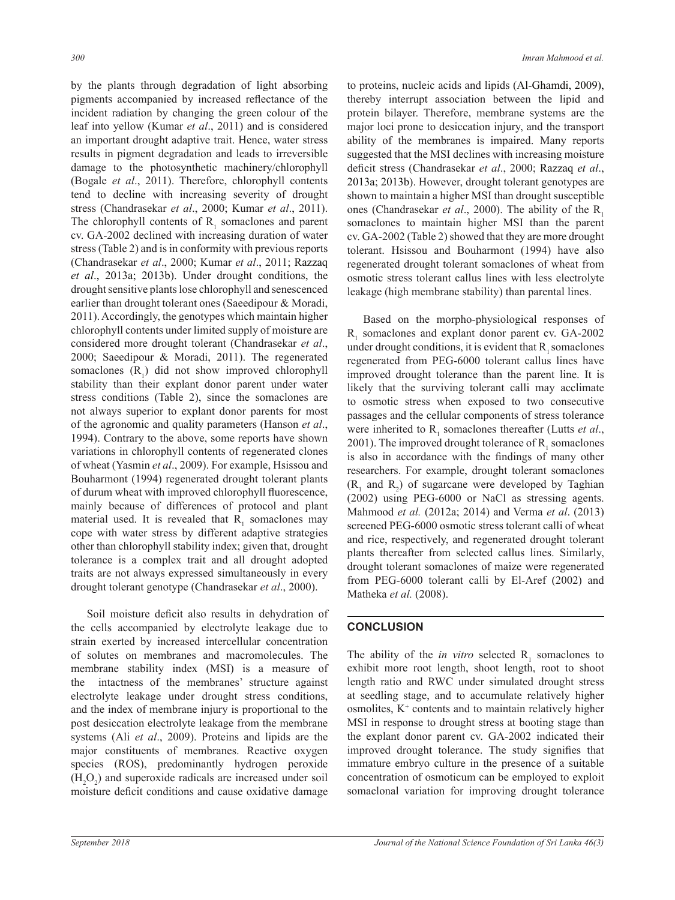by the plants through degradation of light absorbing pigments accompanied by increased reflectance of the incident radiation by changing the green colour of the leaf into yellow (Kumar *et al*., 2011) and is considered an important drought adaptive trait. Hence, water stress results in pigment degradation and leads to irreversible damage to the photosynthetic machinery/chlorophyll (Bogale *et al*., 2011). Therefore, chlorophyll contents tend to decline with increasing severity of drought stress (Chandrasekar *et al*., 2000; Kumar *et al*., 2011). The chlorophyll contents of $R_1$ somaclones and parent cv. GA-2002 declined with increasing duration of water stress (Table 2) and is in conformity with previous reports (Chandrasekar *et al*., 2000; Kumar *et al*., 2011; Razzaq *et al*., 2013a; 2013b). Under drought conditions, the drought sensitive plants lose chlorophyll and senescenced earlier than drought tolerant ones (Saeedipour & Moradi, 2011). Accordingly, the genotypes which maintain higher chlorophyll contents under limited supply of moisture are considered more drought tolerant (Chandrasekar *et al*., 2000; Saeedipour & Moradi, 2011). The regenerated somaclones ($R_1$) did not show improved chlorophyll stability than their explant donor parent under water stress conditions (Table 2), since the somaclones are not always superior to explant donor parents for most of the agronomic and quality parameters (Hanson *et al*., 1994). Contrary to the above, some reports have shown variations in chlorophyll contents of regenerated clones of wheat (Yasmin *et al*., 2009). For example, Hsissou and Bouharmont (1994) regenerated drought tolerant plants of durum wheat with improved chlorophyll fluorescence, mainly because of differences of protocol and plant material used. It is revealed that $R_1$ somaclones may cope with water stress by different adaptive strategies other than chlorophyll stability index; given that, drought tolerance is a complex trait and all drought adopted traits are not always expressed simultaneously in every drought tolerant genotype (Chandrasekar *et al*., 2000).

Soil moisture deficit also results in dehydration of the cells accompanied by electrolyte leakage due to strain exerted by increased intercellular concentration of solutes on membranes and macromolecules. The membrane stability index (MSI) is a measure of the intactness of the membranes' structure against electrolyte leakage under drought stress conditions, and the index of membrane injury is proportional to the post desiccation electrolyte leakage from the membrane systems (Ali *et al*., 2009). Proteins and lipids are the major constituents of membranes. Reactive oxygen species (ROS), predominantly hydrogen peroxide ($H_2O_2$) and superoxide radicals are increased under soil moisture deficit conditions and cause oxidative damage to proteins, nucleic acids and lipids (Al-Ghamdi, 2009), thereby interrupt association between the lipid and protein bilayer. Therefore, membrane systems are the major loci prone to desiccation injury, and the transport ability of the membranes is impaired. Many reports suggested that the MSI declines with increasing moisture deficit stress (Chandrasekar *et al*., 2000; Razzaq *et al*., 2013a; 2013b). However, drought tolerant genotypes are shown to maintain a higher MSI than drought susceptible ones (Chandrasekar *et al*., 2000). The ability of the $R_1$ somaclones to maintain higher MSI than the parent cv. GA-2002 (Table 2) showed that they are more drought tolerant. Hsissou and Bouharmont (1994) have also regenerated drought tolerant somaclones of wheat from osmotic stress tolerant callus lines with less electrolyte leakage (high membrane stability) than parental lines.

Based on the morpho-physiological responses of $R_1$ somaclones and explant donor parent cv. GA-2002 under drought conditions, it is evident that $R_1$ somaclones regenerated from PEG-6000 tolerant callus lines have improved drought tolerance than the parent line. It is likely that the surviving tolerant calli may acclimate to osmotic stress when exposed to two consecutive passages and the cellular components of stress tolerance were inherited to $R_1$ somaclones thereafter (Lutts *et al*., 2001). The improved drought tolerance of $R_1$ somaclones is also in accordance with the findings of many other researchers. For example, drought tolerant somaclones ($R_1$ and $R_2$) of sugarcane were developed by Taghian (2002) using PEG-6000 or NaCl as stressing agents. Mahmood *et al.* (2012a; 2014) and Verma *et al*. (2013) screened PEG-6000 osmotic stress tolerant calli of wheat and rice, respectively, and regenerated drought tolerant plants thereafter from selected callus lines. Similarly, drought tolerant somaclones of maize were regenerated from PEG-6000 tolerant calli by El-Aref (2002) and Matheka *et al.* (2008).

## CONCLUSION

The ability of the *in vitro* selected $R_1$ somaclones to exhibit more root length, shoot length, root to shoot length ratio and RWC under simulated drought stress at seedling stage, and to accumulate relatively higher osmolites, $K^+$ contents and to maintain relatively higher MSI in response to drought stress at booting stage than the explant donor parent cv. GA-2002 indicated their improved drought tolerance. The study signifies that immature embryo culture in the presence of a suitable concentration of osmoticum can be employed to exploit somaclonal variation for improving drought tolerance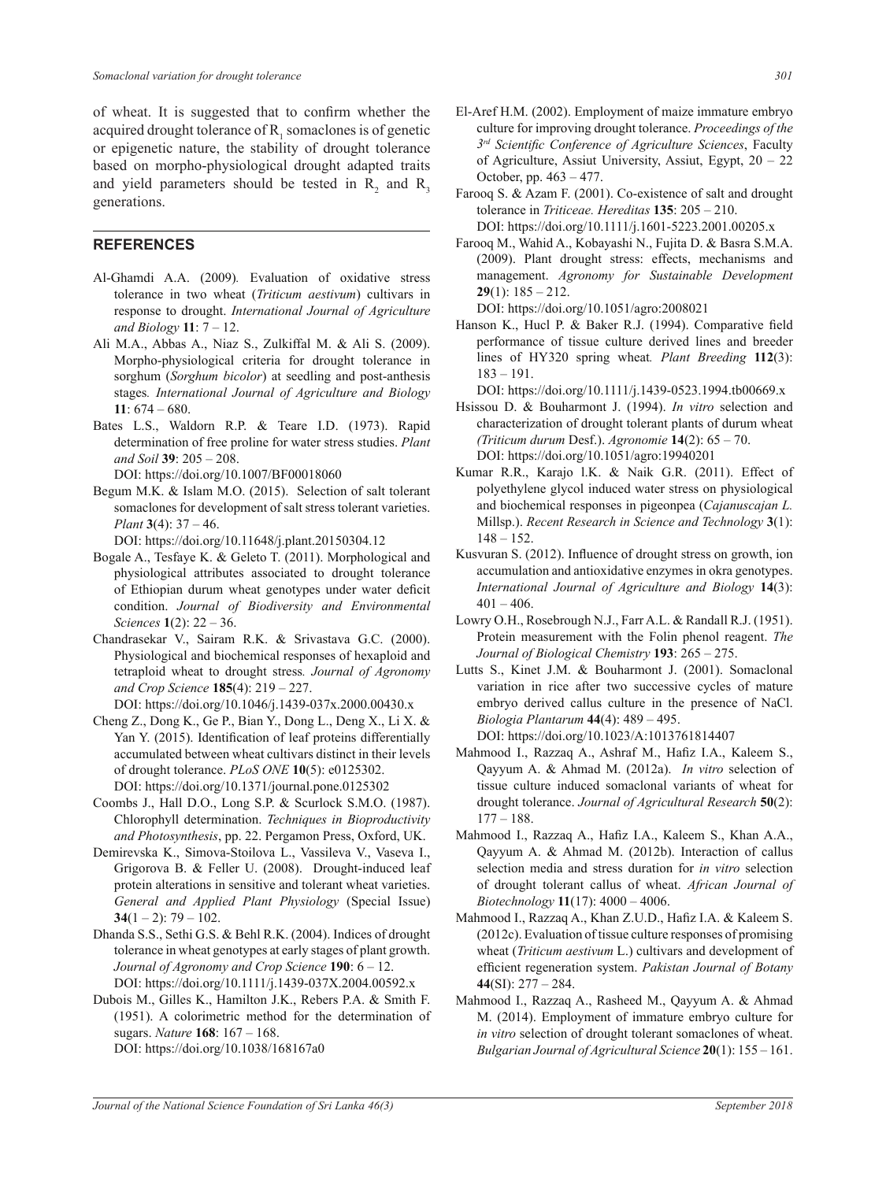of wheat. It is suggested that to confirm whether the acquired drought tolerance of $R_1$ somaclones is of genetic or epigenetic nature, the stability of drought tolerance based on morpho-physiological drought adapted traits and yield parameters should be tested in $R_2$ and $R_3$ generations.

## REFERENCES

Al-Ghamdi A.A. (2009). Evaluation of oxidative stress tolerance in two wheat (*Triticum aestivum*) cultivars in response to drought. *International Journal of Agriculture and Biology* **11**: 7 – 12.

Ali M.A., Abbas A., Niaz S., Zulkiffal M. & Ali S. (2009). Morpho-physiological criteria for drought tolerance in sorghum (*Sorghum bicolor*) at seedling and post-anthesis stages. *International Journal of Agriculture and Biology* **11**: 674 – 680.

Bates L.S., Waldorn R.P. & Teare I.D. (1973). Rapid determination of free proline for water stress studies. *Plant and Soil* **39**: 205 – 208.
DOI: https://doi.org/10.1007/BF00018060

Begum M.K. & Islam M.O. (2015). Selection of salt tolerant somaclones for development of salt stress tolerant varieties. *Plant* **3**(4): 37 – 46.
DOI: https://doi.org/10.11648/j.plant.20150304.12

Bogale A., Tesfaye K. & Geleto T. (2011). Morphological and physiological attributes associated to drought tolerance of Ethiopian durum wheat genotypes under water deficit condition. *Journal of Biodiversity and Environmental Sciences* **1**(2): 22 – 36.

Chandrasekar V., Sairam R.K. & Srivastava G.C. (2000). Physiological and biochemical responses of hexaploid and tetraploid wheat to drought stress. *Journal of Agronomy and Crop Science* **185**(4): 219 – 227.
DOI: https://doi.org/10.1046/j.1439-037x.2000.00430.x

Cheng Z., Dong K., Ge P., Bian Y., Dong L., Deng X., Li X. & Yan Y. (2015). Identification of leaf proteins differentially accumulated between wheat cultivars distinct in their levels of drought tolerance. *PLoS ONE* **10**(5): e0125302.
DOI: https://doi.org/10.1371/journal.pone.0125302

Coombs J., Hall D.O., Long S.P. & Scurlock S.M.O. (1987). Chlorophyll determination. *Techniques in Bioproductivity and Photosynthesis*, pp. 22. Pergamon Press, Oxford, UK.

Demirevska K., Simova-Stoilova L., Vassileva V., Vaseva I., Grigorova B. & Feller U. (2008). Drought-induced leaf protein alterations in sensitive and tolerant wheat varieties. *General and Applied Plant Physiology* (Special Issue) **34**(1 – 2): 79 – 102.

Dhanda S.S., Sethi G.S. & Behl R.K. (2004). Indices of drought tolerance in wheat genotypes at early stages of plant growth. *Journal of Agronomy and Crop Science* **190**: 6 – 12.
DOI: https://doi.org/10.1111/j.1439-037X.2004.00592.x

Dubois M., Gilles K., Hamilton J.K., Rebers P.A. & Smith F. (1951). A colorimetric method for the determination of sugars. *Nature* **168**: 167 – 168.
DOI: https://doi.org/10.1038/168167a0

El-Aref H.M. (2002). Employment of maize immature embryo culture for improving drought tolerance. *Proceedings of the 3rd Scientific Conference of Agriculture Sciences*, Faculty of Agriculture, Assiut University, Assiut, Egypt, 20 – 22 October, pp. 463 – 477.

Farooq S. & Azam F. (2001). Co-existence of salt and drought tolerance in *Triticeae. Hereditas* **135**: 205 – 210.
DOI: https://doi.org/10.1111/j.1601-5223.2001.00205.x

Farooq M., Wahid A., Kobayashi N., Fujita D. & Basra S.M.A. (2009). Plant drought stress: effects, mechanisms and management. *Agronomy for Sustainable Development* **29**(1): 185 – 212.
DOI: https://doi.org/10.1051/agro:2008021

Hanson K., Hucl P. & Baker R.J. (1994). Comparative field performance of tissue culture derived lines and breeder lines of HY320 spring wheat. *Plant Breeding* **112**(3): 183 – 191.
DOI: https://doi.org/10.1111/j.1439-0523.1994.tb00669.x

Hsissou D. & Bouharmont J. (1994). *In vitro* selection and characterization of drought tolerant plants of durum wheat *(Triticum durum* Desf.). *Agronomie* **14**(2): 65 – 70.
DOI: https://doi.org/10.1051/agro:19940201

Kumar R.R., Karajo l.K. & Naik G.R. (2011). Effect of polyethylene glycol induced water stress on physiological and biochemical responses in pigeonpea (*Cajanuscajan L.* Millsp.). *Recent Research in Science and Technology* **3**(1): 148 – 152.

Kusvuran S. (2012). Influence of drought stress on growth, ion accumulation and antioxidative enzymes in okra genotypes. *International Journal of Agriculture and Biology* **14**(3): 401 – 406.

Lowry O.H., Rosebrough N.J., Farr A.L. & Randall R.J. (1951). Protein measurement with the Folin phenol reagent. *The Journal of Biological Chemistry* **193**: 265 – 275.

Lutts S., Kinet J.M. & Bouharmont J. (2001). Somaclonal variation in rice after two successive cycles of mature embryo derived callus culture in the presence of NaCl. *Biologia Plantarum* **44**(4): 489 – 495.
DOI: https://doi.org/10.1023/A:1013761814407

Mahmood I., Razzaq A., Ashraf M., Hafiz I.A., Kaleem S., Qayyum A. & Ahmad M. (2012a). *In vitro* selection of tissue culture induced somaclonal variants of wheat for drought tolerance. *Journal of Agricultural Research* **50**(2): 177 – 188.

Mahmood I., Razzaq A., Hafiz I.A., Kaleem S., Khan A.A., Qayyum A. & Ahmad M. (2012b). Interaction of callus selection media and stress duration for *in vitro* selection of drought tolerant callus of wheat. *African Journal of Biotechnology* **11**(17): 4000 – 4006.

Mahmood I., Razzaq A., Khan Z.U.D., Hafiz I.A. & Kaleem S. (2012c). Evaluation of tissue culture responses of promising wheat (*Triticum aestivum* L.) cultivars and development of efficient regeneration system. *Pakistan Journal of Botany* **44**(SI): 277 – 284.

Mahmood I., Razzaq A., Rasheed M., Qayyum A. & Ahmad M. (2014). Employment of immature embryo culture for *in vitro* selection of drought tolerant somaclones of wheat. *Bulgarian Journal of Agricultural Science* **20**(1): 155 – 161.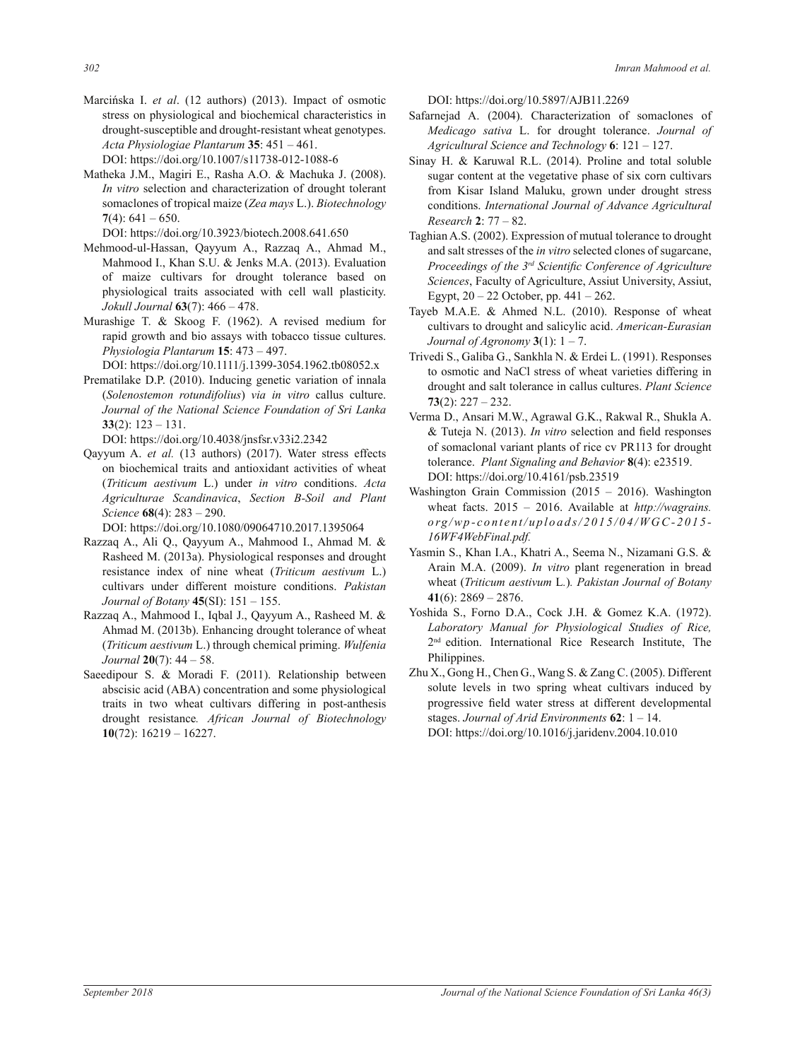Marcińska I. *et al*. (12 authors) (2013). Impact of osmotic stress on physiological and biochemical characteristics in drought-susceptible and drought-resistant wheat genotypes. *Acta Physiologiae Plantarum* **35**: 451 – 461. DOI: https://doi.org/10.1007/s11738-012-1088-6

Matheka J.M., Magiri E., Rasha A.O. & Machuka J. (2008). *In vitro* selection and characterization of drought tolerant somaclones of tropical maize (*Zea mays* L.). *Biotechnology* **7**(4): 641 – 650. DOI: https://doi.org/10.3923/biotech.2008.641.650

Mehmood-ul-Hassan, Qayyum A., Razzaq A., Ahmad M., Mahmood I., Khan S.U. & Jenks M.A. (2013). Evaluation of maize cultivars for drought tolerance based on physiological traits associated with cell wall plasticity. *Jokull Journal* **63**(7): 466 – 478.

Murashige T. & Skoog F. (1962). A revised medium for rapid growth and bio assays with tobacco tissue cultures. *Physiologia Plantarum* **15**: 473 – 497. DOI: https://doi.org/10.1111/j.1399-3054.1962.tb08052.x

Prematilake D.P. (2010). Inducing genetic variation of innala (*Solenostemon rotundifolius*) *via in vitro* callus culture. *Journal of the National Science Foundation of Sri Lanka* **33**(2): 123 – 131. DOI: https://doi.org/10.4038/jnsfsr.v33i2.2342

Qayyum A. *et al.* (13 authors) (2017). Water stress effects on biochemical traits and antioxidant activities of wheat (*Triticum aestivum* L.) under *in vitro* conditions. *Acta Agriculturae Scandinavica*, *Section B-Soil and Plant Science* **68**(4): 283 – 290. DOI: https://doi.org/10.1080/09064710.2017.1395064

Razzaq A., Ali Q., Qayyum A., Mahmood I., Ahmad M. & Rasheed M. (2013a). Physiological responses and drought resistance index of nine wheat (*Triticum aestivum* L.) cultivars under different moisture conditions. *Pakistan Journal of Botany* **45**(SI): 151 – 155.

Razzaq A., Mahmood I., Iqbal J., Qayyum A., Rasheed M. & Ahmad M. (2013b). Enhancing drought tolerance of wheat (*Triticum aestivum* L.) through chemical priming. *Wulfenia Journal* **20**(7): 44 – 58.

Saeedipour S. & Moradi F. (2011). Relationship between abscisic acid (ABA) concentration and some physiological traits in two wheat cultivars differing in post-anthesis drought resistance*. African Journal of Biotechnology* **10**(72): 16219 – 16227. DOI: https://doi.org/10.5897/AJB11.2269

Safarnejad A. (2004). Characterization of somaclones of *Medicago sativa* L. for drought tolerance. *Journal of Agricultural Science and Technology* **6**: 121 – 127.

Sinay H. & Karuwal R.L. (2014). Proline and total soluble sugar content at the vegetative phase of six corn cultivars from Kisar Island Maluku, grown under drought stress conditions. *International Journal of Advance Agricultural Research* **2**: 77 – 82.

Taghian A.S. (2002). Expression of mutual tolerance to drought and salt stresses of the *in vitro* selected clones of sugarcane, *Proceedings of the 3rd Scientific Conference of Agriculture Sciences*, Faculty of Agriculture, Assiut University, Assiut, Egypt, 20 – 22 October, pp. 441 – 262.

Tayeb M.A.E. & Ahmed N.L. (2010). Response of wheat cultivars to drought and salicylic acid. *American-Eurasian Journal of Agronomy* **3**(1): 1 – 7.

Trivedi S., Galiba G., Sankhla N. & Erdei L. (1991). Responses to osmotic and NaCl stress of wheat varieties differing in drought and salt tolerance in callus cultures. *Plant Science* **73**(2): 227 – 232.

Verma D., Ansari M.W., Agrawal G.K., Rakwal R., Shukla A. & Tuteja N. (2013). *In vitro* selection and field responses of somaclonal variant plants of rice cv PR113 for drought tolerance. *Plant Signaling and Behavior* **8**(4): e23519. DOI: https://doi.org/10.4161/psb.23519

Washington Grain Commission (2015 – 2016). Washington wheat facts. 2015 – 2016. Available at *http://wagrains.org/wp-content/uploads/2015/04/WGC-2015-16WF4WebFinal.pdf.*

Yasmin S., Khan I.A., Khatri A., Seema N., Nizamani G.S. & Arain M.A. (2009). *In vitro* plant regeneration in bread wheat (*Triticum aestivum* L.)*. Pakistan Journal of Botany* **41**(6): 2869 – 2876.

Yoshida S., Forno D.A., Cock J.H. & Gomez K.A. (1972). *Laboratory Manual for Physiological Studies of Rice,* 2nd edition. International Rice Research Institute, The Philippines.

Zhu X., Gong H., Chen G., Wang S. & Zang C. (2005). Different solute levels in two spring wheat cultivars induced by progressive field water stress at different developmental stages. *Journal of Arid Environments* **62**: 1 – 14. DOI: https://doi.org/10.1016/j.jaridenv.2004.10.010